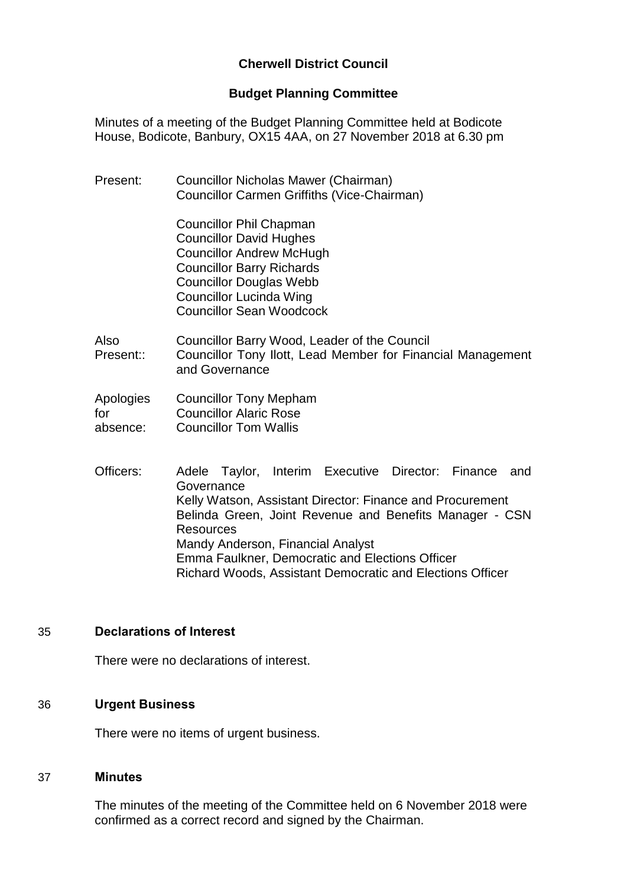# Cherwell District Council

## Budget Planning Committee

Minutes of a meeting of the Budget Planning Committee held at Bodicote House, Bodicote, Banbury, OX15 4AA, on 27 November 2018 at 6.30 pm

Present: Councillor Nicholas Mawer (Chairman)
Councillor Carmen Griffiths (Vice-Chairman)

Councillor Phil Chapman
Councillor David Hughes
Councillor Andrew McHugh
Councillor Barry Richards
Councillor Douglas Webb
Councillor Lucinda Wing
Councillor Sean Woodcock

Also Present:: Councillor Barry Wood, Leader of the Council
Councillor Tony Ilott, Lead Member for Financial Management and Governance

Apologies for absence: Councillor Tony Mepham
Councillor Alaric Rose
Councillor Tom Wallis

Officers: Adele Taylor, Interim Executive Director: Finance and Governance
Kelly Watson, Assistant Director: Finance and Procurement
Belinda Green, Joint Revenue and Benefits Manager - CSN Resources
Mandy Anderson, Financial Analyst
Emma Faulkner, Democratic and Elections Officer
Richard Woods, Assistant Democratic and Elections Officer

### 35 Declarations of Interest

There were no declarations of interest.

### 36 Urgent Business

There were no items of urgent business.

### 37 Minutes

The minutes of the meeting of the Committee held on 6 November 2018 were confirmed as a correct record and signed by the Chairman.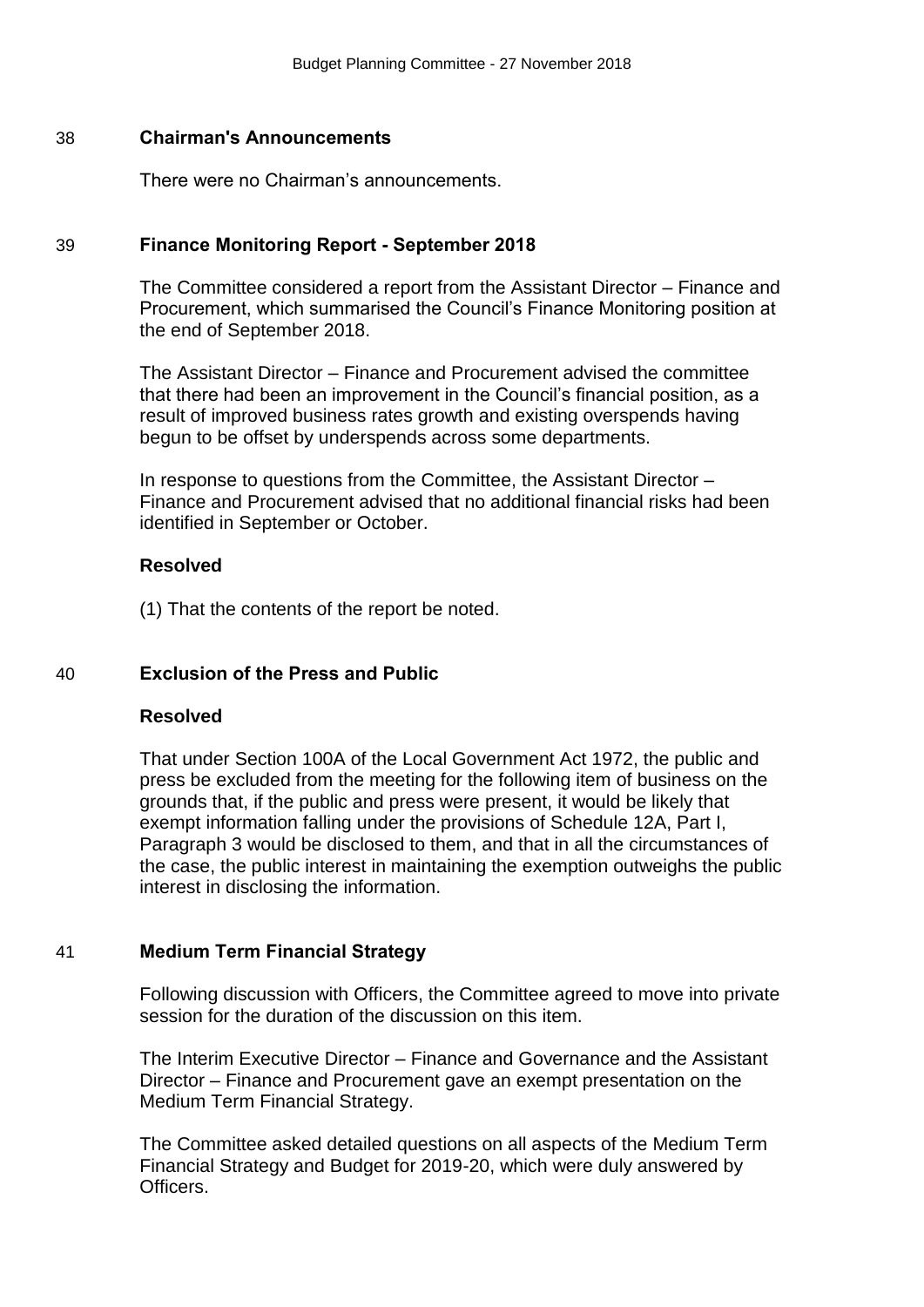## 38 Chairman's Announcements

There were no Chairman's announcements.

## 39 Finance Monitoring Report - September 2018

The Committee considered a report from the Assistant Director – Finance and Procurement, which summarised the Council's Finance Monitoring position at the end of September 2018.

The Assistant Director – Finance and Procurement advised the committee that there had been an improvement in the Council's financial position, as a result of improved business rates growth and existing overspends having begun to be offset by underspends across some departments.

In response to questions from the Committee, the Assistant Director – Finance and Procurement advised that no additional financial risks had been identified in September or October.

**Resolved**

(1) That the contents of the report be noted.

## 40 Exclusion of the Press and Public

**Resolved**

That under Section 100A of the Local Government Act 1972, the public and press be excluded from the meeting for the following item of business on the grounds that, if the public and press were present, it would be likely that exempt information falling under the provisions of Schedule 12A, Part I, Paragraph 3 would be disclosed to them, and that in all the circumstances of the case, the public interest in maintaining the exemption outweighs the public interest in disclosing the information.

## 41 Medium Term Financial Strategy

Following discussion with Officers, the Committee agreed to move into private session for the duration of the discussion on this item.

The Interim Executive Director – Finance and Governance and the Assistant Director – Finance and Procurement gave an exempt presentation on the Medium Term Financial Strategy.

The Committee asked detailed questions on all aspects of the Medium Term Financial Strategy and Budget for 2019-20, which were duly answered by Officers.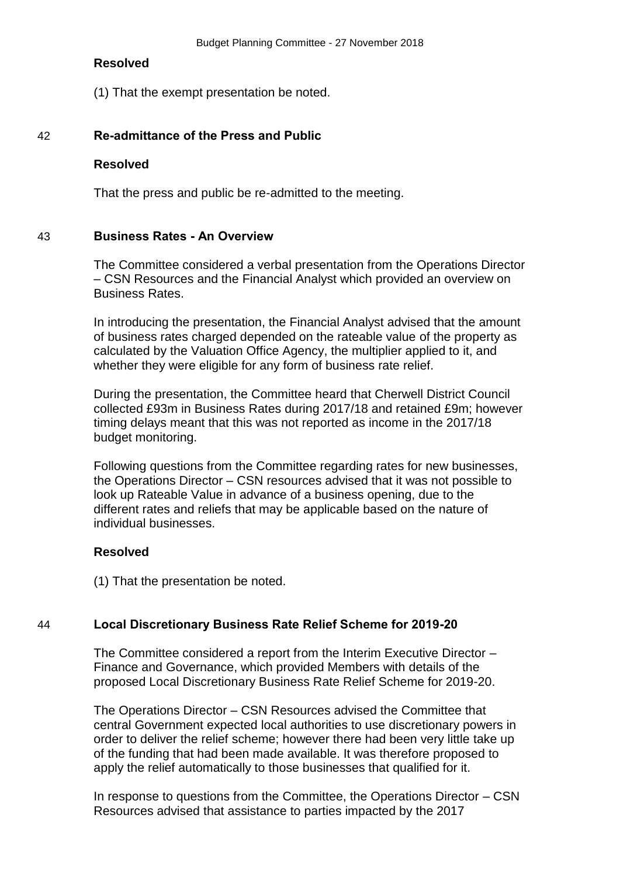**Resolved**

(1) That the exempt presentation be noted.

## 42 Re-admittance of the Press and Public

**Resolved**

That the press and public be re-admitted to the meeting.

## 43 Business Rates - An Overview

The Committee considered a verbal presentation from the Operations Director – CSN Resources and the Financial Analyst which provided an overview on Business Rates.

In introducing the presentation, the Financial Analyst advised that the amount of business rates charged depended on the rateable value of the property as calculated by the Valuation Office Agency, the multiplier applied to it, and whether they were eligible for any form of business rate relief.

During the presentation, the Committee heard that Cherwell District Council collected £93m in Business Rates during 2017/18 and retained £9m; however timing delays meant that this was not reported as income in the 2017/18 budget monitoring.

Following questions from the Committee regarding rates for new businesses, the Operations Director – CSN resources advised that it was not possible to look up Rateable Value in advance of a business opening, due to the different rates and reliefs that may be applicable based on the nature of individual businesses.

**Resolved**

(1) That the presentation be noted.

## 44 Local Discretionary Business Rate Relief Scheme for 2019-20

The Committee considered a report from the Interim Executive Director – Finance and Governance, which provided Members with details of the proposed Local Discretionary Business Rate Relief Scheme for 2019-20.

The Operations Director – CSN Resources advised the Committee that central Government expected local authorities to use discretionary powers in order to deliver the relief scheme; however there had been very little take up of the funding that had been made available. It was therefore proposed to apply the relief automatically to those businesses that qualified for it.

In response to questions from the Committee, the Operations Director – CSN Resources advised that assistance to parties impacted by the 2017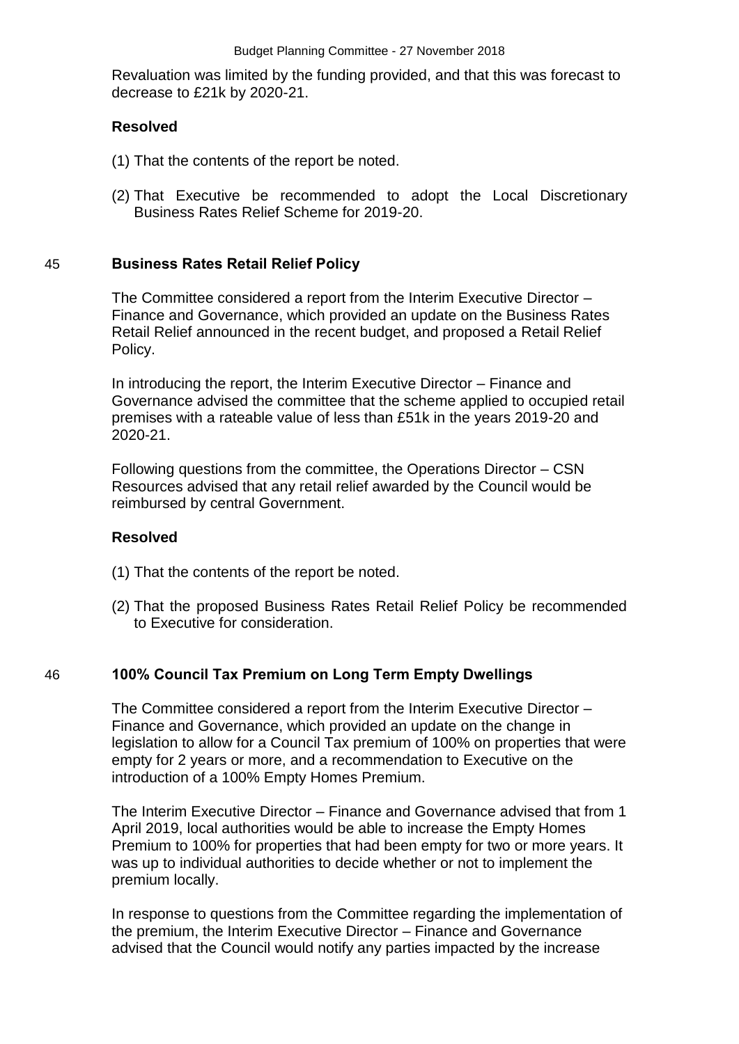Revaluation was limited by the funding provided, and that this was forecast to decrease to £21k by 2020-21.

**Resolved**

(1) That the contents of the report be noted.

(2) That Executive be recommended to adopt the Local Discretionary Business Rates Relief Scheme for 2019-20.

## 45 Business Rates Retail Relief Policy

The Committee considered a report from the Interim Executive Director – Finance and Governance, which provided an update on the Business Rates Retail Relief announced in the recent budget, and proposed a Retail Relief Policy.

In introducing the report, the Interim Executive Director – Finance and Governance advised the committee that the scheme applied to occupied retail premises with a rateable value of less than £51k in the years 2019-20 and 2020-21.

Following questions from the committee, the Operations Director – CSN Resources advised that any retail relief awarded by the Council would be reimbursed by central Government.

**Resolved**

(1) That the contents of the report be noted.

(2) That the proposed Business Rates Retail Relief Policy be recommended to Executive for consideration.

## 46 100% Council Tax Premium on Long Term Empty Dwellings

The Committee considered a report from the Interim Executive Director – Finance and Governance, which provided an update on the change in legislation to allow for a Council Tax premium of 100% on properties that were empty for 2 years or more, and a recommendation to Executive on the introduction of a 100% Empty Homes Premium.

The Interim Executive Director – Finance and Governance advised that from 1 April 2019, local authorities would be able to increase the Empty Homes Premium to 100% for properties that had been empty for two or more years. It was up to individual authorities to decide whether or not to implement the premium locally.

In response to questions from the Committee regarding the implementation of the premium, the Interim Executive Director – Finance and Governance advised that the Council would notify any parties impacted by the increase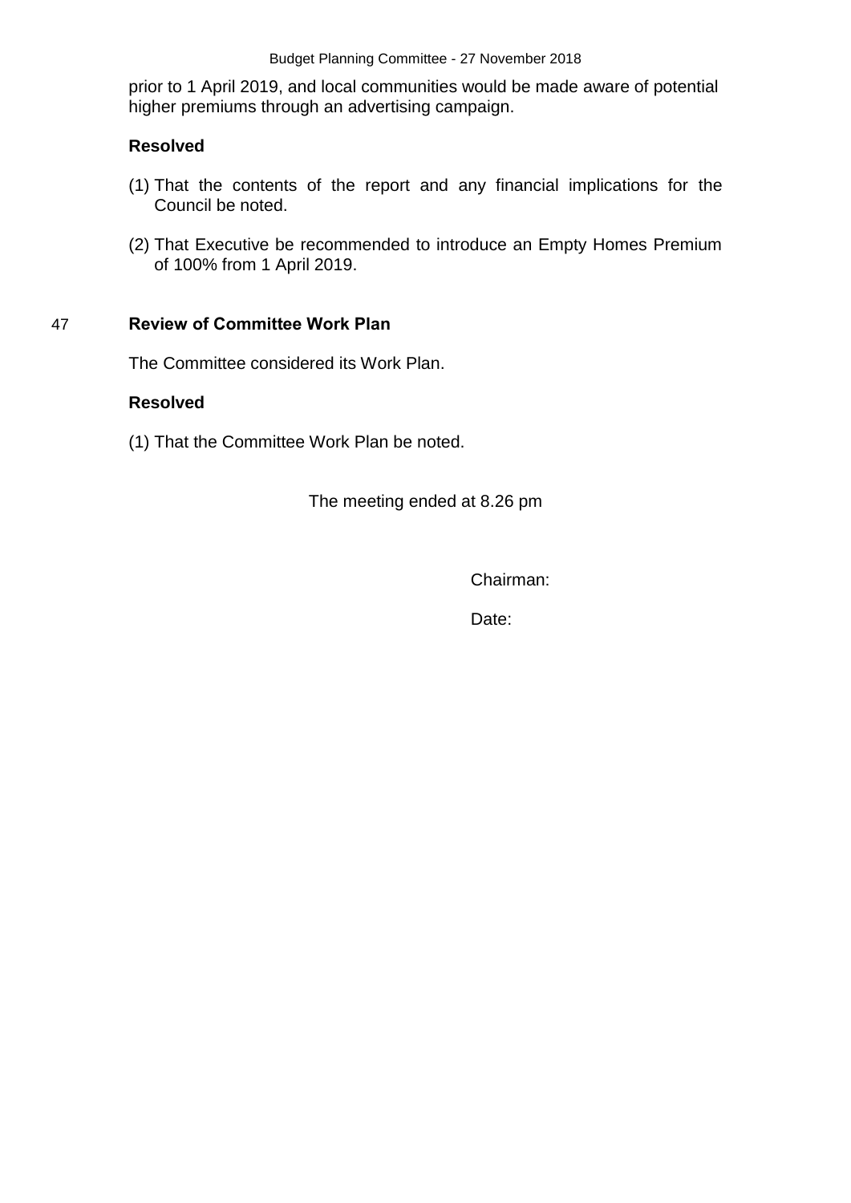prior to 1 April 2019, and local communities would be made aware of potential higher premiums through an advertising campaign.

**Resolved**

(1) That the contents of the report and any financial implications for the Council be noted.

(2) That Executive be recommended to introduce an Empty Homes Premium of 100% from 1 April 2019.

## 47 Review of Committee Work Plan

The Committee considered its Work Plan.

**Resolved**

(1) That the Committee Work Plan be noted.

The meeting ended at 8.26 pm

Chairman:

Date: